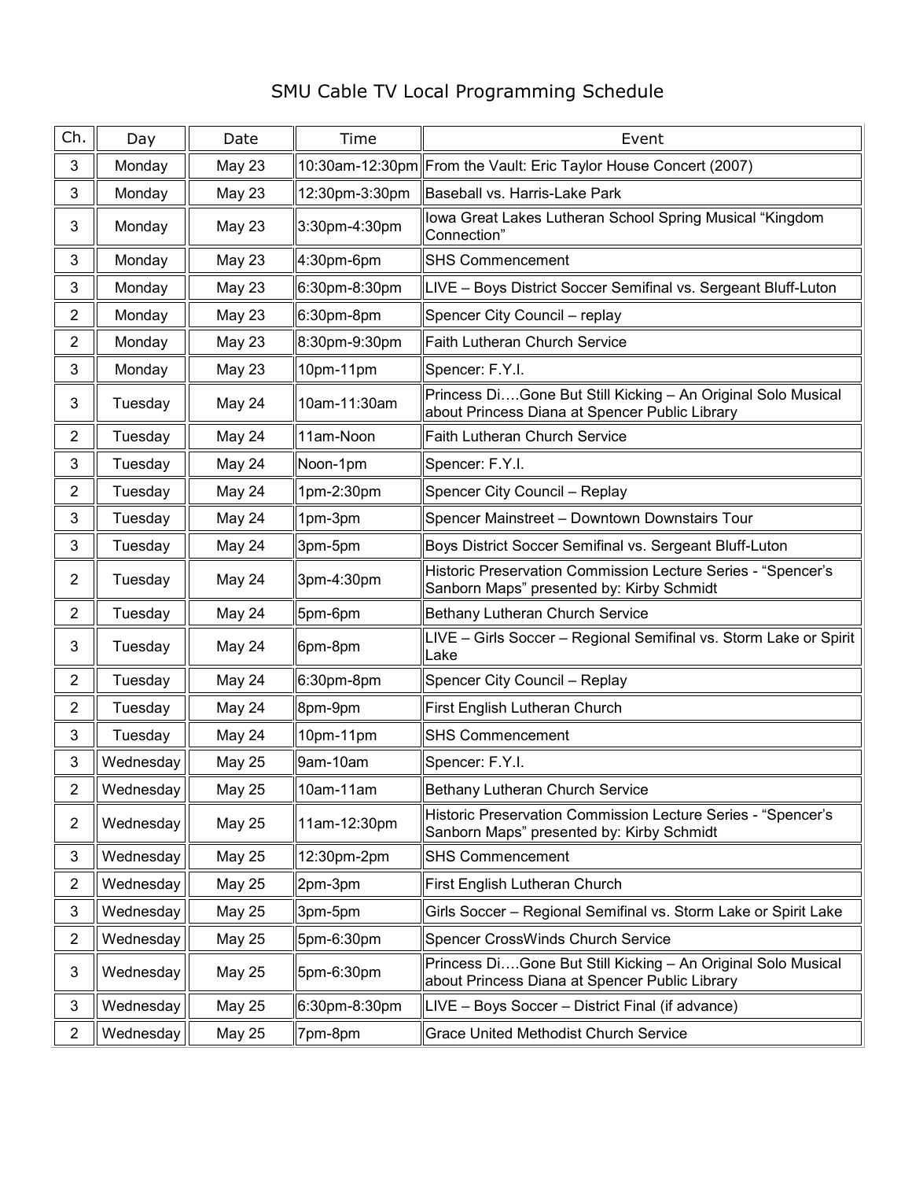# SMU Cable TV Local Programming Schedule

| Ch. | Day | Date | Time | Event |
|---|---|---|---|---|
| 3 | Monday | May 23 | 10:30am-12:30pm | From the Vault: Eric Taylor House Concert (2007) |
| 3 | Monday | May 23 | 12:30pm-3:30pm | Baseball vs. Harris-Lake Park |
| 3 | Monday | May 23 | 3:30pm-4:30pm | Iowa Great Lakes Lutheran School Spring Musical "Kingdom Connection" |
| 3 | Monday | May 23 | 4:30pm-6pm | SHS Commencement |
| 3 | Monday | May 23 | 6:30pm-8:30pm | LIVE – Boys District Soccer Semifinal vs. Sergeant Bluff-Luton |
| 2 | Monday | May 23 | 6:30pm-8pm | Spencer City Council – replay |
| 2 | Monday | May 23 | 8:30pm-9:30pm | Faith Lutheran Church Service |
| 3 | Monday | May 23 | 10pm-11pm | Spencer: F.Y.I. |
| 3 | Tuesday | May 24 | 10am-11:30am | Princess Di….Gone But Still Kicking – An Original Solo Musical about Princess Diana at Spencer Public Library |
| 2 | Tuesday | May 24 | 11am-Noon | Faith Lutheran Church Service |
| 3 | Tuesday | May 24 | Noon-1pm | Spencer: F.Y.I. |
| 2 | Tuesday | May 24 | 1pm-2:30pm | Spencer City Council – Replay |
| 3 | Tuesday | May 24 | 1pm-3pm | Spencer Mainstreet – Downtown Downstairs Tour |
| 3 | Tuesday | May 24 | 3pm-5pm | Boys District Soccer Semifinal vs. Sergeant Bluff-Luton |
| 2 | Tuesday | May 24 | 3pm-4:30pm | Historic Preservation Commission Lecture Series - "Spencer's Sanborn Maps" presented by: Kirby Schmidt |
| 2 | Tuesday | May 24 | 5pm-6pm | Bethany Lutheran Church Service |
| 3 | Tuesday | May 24 | 6pm-8pm | LIVE – Girls Soccer – Regional Semifinal vs. Storm Lake or Spirit Lake |
| 2 | Tuesday | May 24 | 6:30pm-8pm | Spencer City Council – Replay |
| 2 | Tuesday | May 24 | 8pm-9pm | First English Lutheran Church |
| 3 | Tuesday | May 24 | 10pm-11pm | SHS Commencement |
| 3 | Wednesday | May 25 | 9am-10am | Spencer: F.Y.I. |
| 2 | Wednesday | May 25 | 10am-11am | Bethany Lutheran Church Service |
| 2 | Wednesday | May 25 | 11am-12:30pm | Historic Preservation Commission Lecture Series - "Spencer's Sanborn Maps" presented by: Kirby Schmidt |
| 3 | Wednesday | May 25 | 12:30pm-2pm | SHS Commencement |
| 2 | Wednesday | May 25 | 2pm-3pm | First English Lutheran Church |
| 3 | Wednesday | May 25 | 3pm-5pm | Girls Soccer – Regional Semifinal vs. Storm Lake or Spirit Lake |
| 2 | Wednesday | May 25 | 5pm-6:30pm | Spencer CrossWinds Church Service |
| 3 | Wednesday | May 25 | 5pm-6:30pm | Princess Di….Gone But Still Kicking – An Original Solo Musical about Princess Diana at Spencer Public Library |
| 3 | Wednesday | May 25 | 6:30pm-8:30pm | LIVE – Boys Soccer – District Final (if advance) |
| 2 | Wednesday | May 25 | 7pm-8pm | Grace United Methodist Church Service |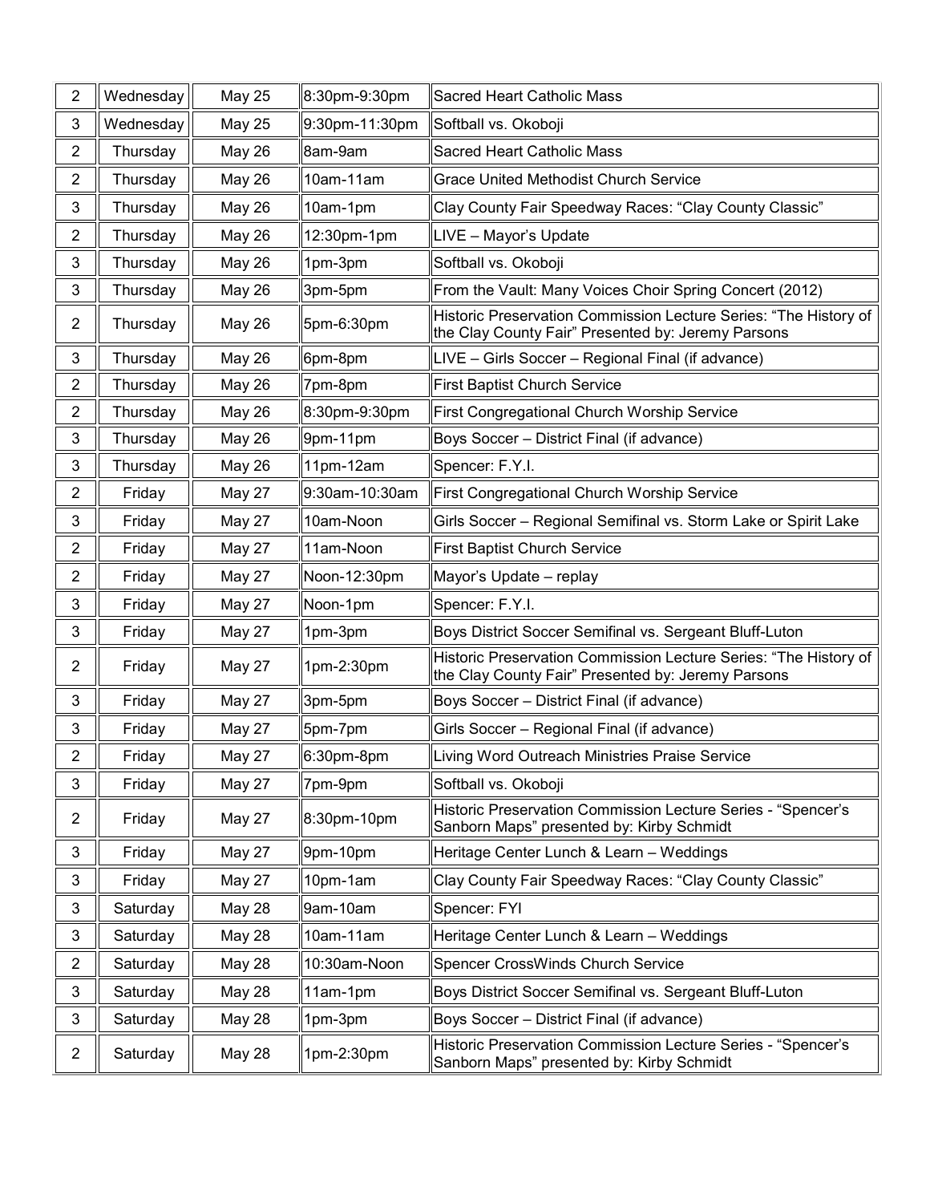| 2 | Wednesday | May 25 | 8:30pm-9:30pm | Sacred Heart Catholic Mass |
|---|---|---|---|---|
| 3 | Wednesday | May 25 | 9:30pm-11:30pm | Softball vs. Okoboji |
| 2 | Thursday | May 26 | 8am-9am | Sacred Heart Catholic Mass |
| 2 | Thursday | May 26 | 10am-11am | Grace United Methodist Church Service |
| 3 | Thursday | May 26 | 10am-1pm | Clay County Fair Speedway Races: "Clay County Classic" |
| 2 | Thursday | May 26 | 12:30pm-1pm | LIVE – Mayor's Update |
| 3 | Thursday | May 26 | 1pm-3pm | Softball vs. Okoboji |
| 3 | Thursday | May 26 | 3pm-5pm | From the Vault: Many Voices Choir Spring Concert (2012) |
| 2 | Thursday | May 26 | 5pm-6:30pm | Historic Preservation Commission Lecture Series: "The History of the Clay County Fair" Presented by: Jeremy Parsons |
| 3 | Thursday | May 26 | 6pm-8pm | LIVE – Girls Soccer – Regional Final (if advance) |
| 2 | Thursday | May 26 | 7pm-8pm | First Baptist Church Service |
| 2 | Thursday | May 26 | 8:30pm-9:30pm | First Congregational Church Worship Service |
| 3 | Thursday | May 26 | 9pm-11pm | Boys Soccer – District Final (if advance) |
| 3 | Thursday | May 26 | 11pm-12am | Spencer: F.Y.I. |
| 2 | Friday | May 27 | 9:30am-10:30am | First Congregational Church Worship Service |
| 3 | Friday | May 27 | 10am-Noon | Girls Soccer – Regional Semifinal vs. Storm Lake or Spirit Lake |
| 2 | Friday | May 27 | 11am-Noon | First Baptist Church Service |
| 2 | Friday | May 27 | Noon-12:30pm | Mayor's Update – replay |
| 3 | Friday | May 27 | Noon-1pm | Spencer: F.Y.I. |
| 3 | Friday | May 27 | 1pm-3pm | Boys District Soccer Semifinal vs. Sergeant Bluff-Luton |
| 2 | Friday | May 27 | 1pm-2:30pm | Historic Preservation Commission Lecture Series: "The History of the Clay County Fair" Presented by: Jeremy Parsons |
| 3 | Friday | May 27 | 3pm-5pm | Boys Soccer – District Final (if advance) |
| 3 | Friday | May 27 | 5pm-7pm | Girls Soccer – Regional Final (if advance) |
| 2 | Friday | May 27 | 6:30pm-8pm | Living Word Outreach Ministries Praise Service |
| 3 | Friday | May 27 | 7pm-9pm | Softball vs. Okoboji |
| 2 | Friday | May 27 | 8:30pm-10pm | Historic Preservation Commission Lecture Series - "Spencer's Sanborn Maps" presented by: Kirby Schmidt |
| 3 | Friday | May 27 | 9pm-10pm | Heritage Center Lunch & Learn – Weddings |
| 3 | Friday | May 27 | 10pm-1am | Clay County Fair Speedway Races: "Clay County Classic" |
| 3 | Saturday | May 28 | 9am-10am | Spencer: FYI |
| 3 | Saturday | May 28 | 10am-11am | Heritage Center Lunch & Learn – Weddings |
| 2 | Saturday | May 28 | 10:30am-Noon | Spencer CrossWinds Church Service |
| 3 | Saturday | May 28 | 11am-1pm | Boys District Soccer Semifinal vs. Sergeant Bluff-Luton |
| 3 | Saturday | May 28 | 1pm-3pm | Boys Soccer – District Final (if advance) |
| 2 | Saturday | May 28 | 1pm-2:30pm | Historic Preservation Commission Lecture Series - "Spencer's Sanborn Maps" presented by: Kirby Schmidt |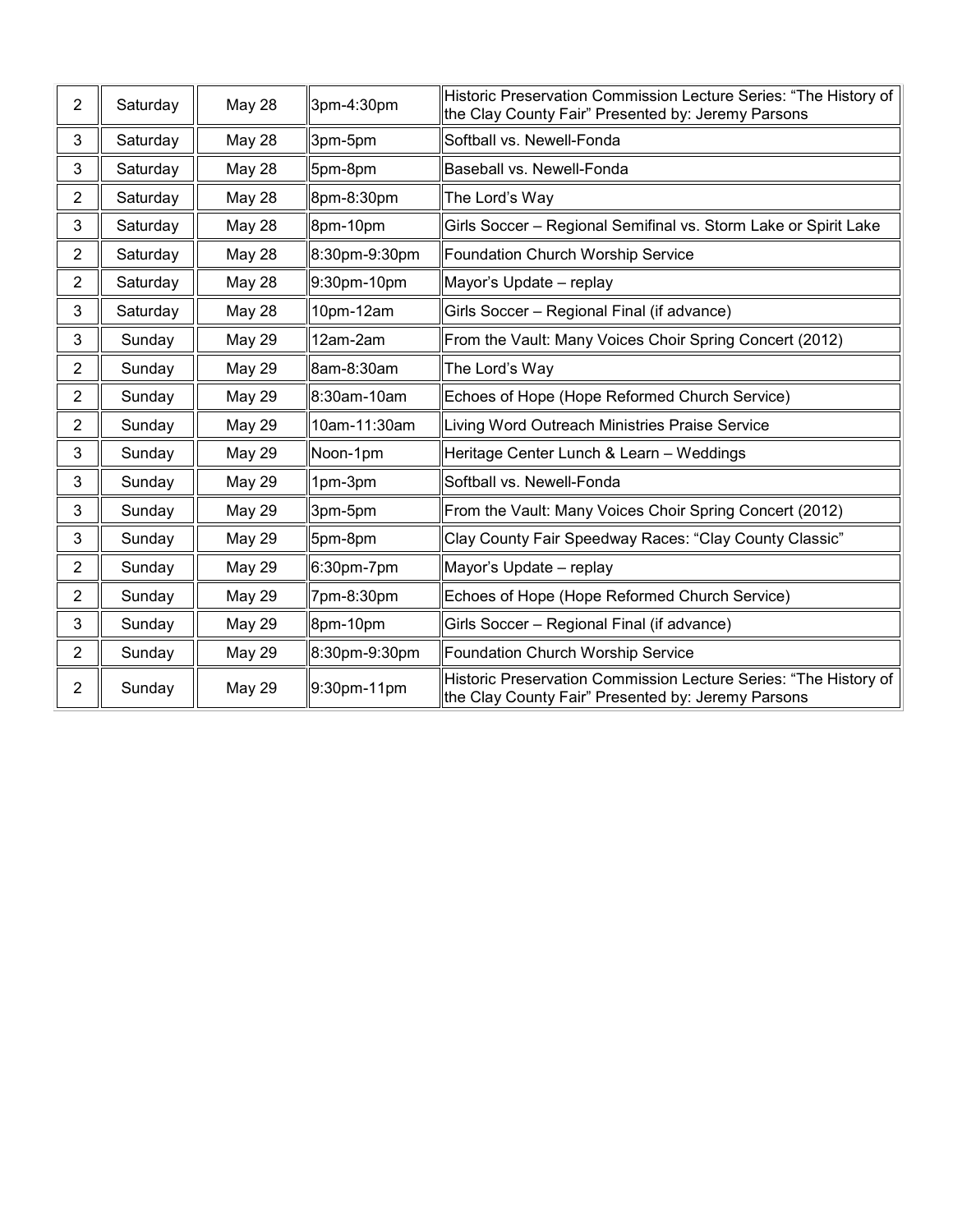| | | | | |
|---|---|---|---|---|
| 2 | Saturday | May 28 | 3pm-4:30pm | Historic Preservation Commission Lecture Series: “The History of the Clay County Fair” Presented by: Jeremy Parsons |
| 3 | Saturday | May 28 | 3pm-5pm | Softball vs. Newell-Fonda |
| 3 | Saturday | May 28 | 5pm-8pm | Baseball vs. Newell-Fonda |
| 2 | Saturday | May 28 | 8pm-8:30pm | The Lord’s Way |
| 3 | Saturday | May 28 | 8pm-10pm | Girls Soccer – Regional Semifinal vs. Storm Lake or Spirit Lake |
| 2 | Saturday | May 28 | 8:30pm-9:30pm | Foundation Church Worship Service |
| 2 | Saturday | May 28 | 9:30pm-10pm | Mayor’s Update – replay |
| 3 | Saturday | May 28 | 10pm-12am | Girls Soccer – Regional Final (if advance) |
| 3 | Sunday | May 29 | 12am-2am | From the Vault: Many Voices Choir Spring Concert (2012) |
| 2 | Sunday | May 29 | 8am-8:30am | The Lord’s Way |
| 2 | Sunday | May 29 | 8:30am-10am | Echoes of Hope (Hope Reformed Church Service) |
| 2 | Sunday | May 29 | 10am-11:30am | Living Word Outreach Ministries Praise Service |
| 3 | Sunday | May 29 | Noon-1pm | Heritage Center Lunch & Learn – Weddings |
| 3 | Sunday | May 29 | 1pm-3pm | Softball vs. Newell-Fonda |
| 3 | Sunday | May 29 | 3pm-5pm | From the Vault: Many Voices Choir Spring Concert (2012) |
| 3 | Sunday | May 29 | 5pm-8pm | Clay County Fair Speedway Races: “Clay County Classic” |
| 2 | Sunday | May 29 | 6:30pm-7pm | Mayor’s Update – replay |
| 2 | Sunday | May 29 | 7pm-8:30pm | Echoes of Hope (Hope Reformed Church Service) |
| 3 | Sunday | May 29 | 8pm-10pm | Girls Soccer – Regional Final (if advance) |
| 2 | Sunday | May 29 | 8:30pm-9:30pm | Foundation Church Worship Service |
| 2 | Sunday | May 29 | 9:30pm-11pm | Historic Preservation Commission Lecture Series: “The History of the Clay County Fair” Presented by: Jeremy Parsons |